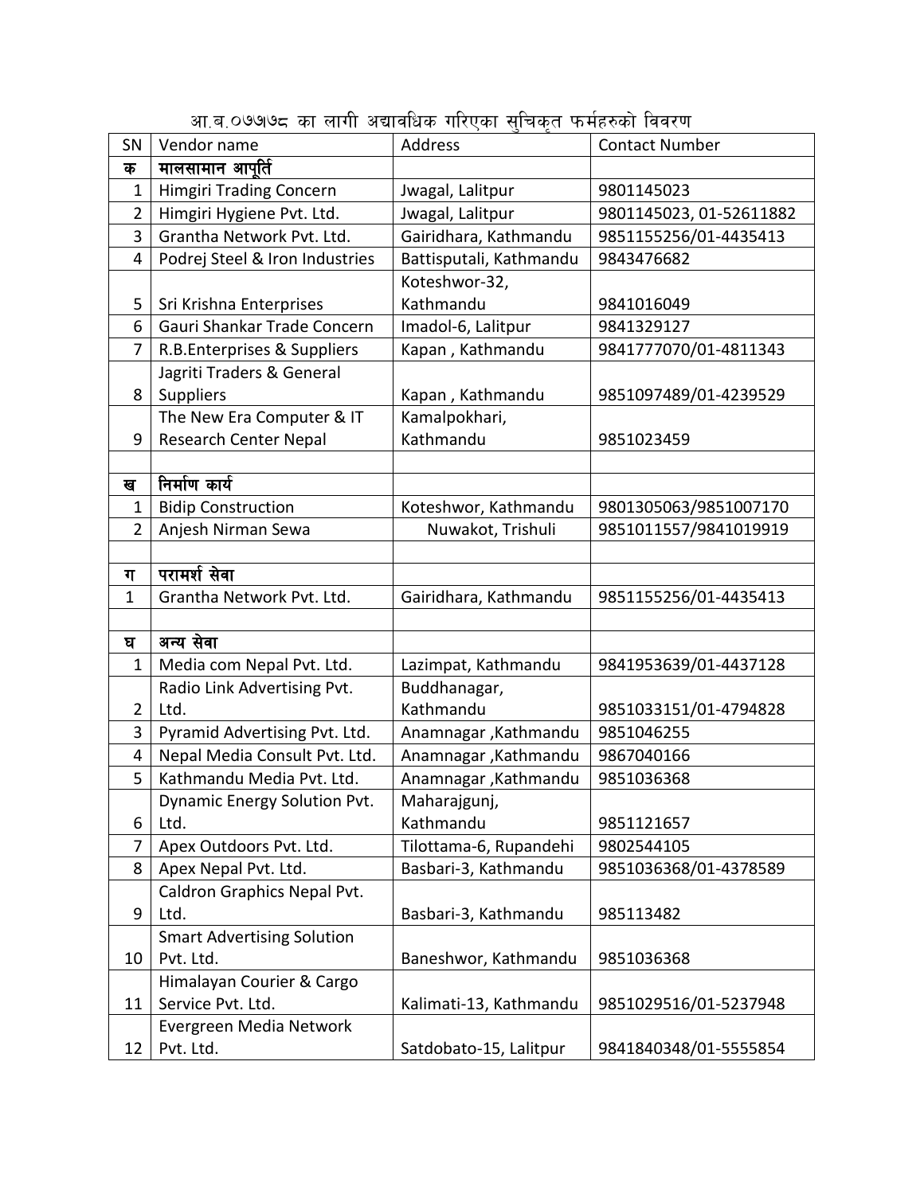# आ.ब.०७७।७८ का लागी अद्यावधिक गरिएका सुचिकृत फर्महरुको विवरण

| SN | Vendor name | Address | Contact Number |
|---|---|---|---|
| **क** | **मालसामान आपूर्ति** | | |
| 1 | Himgiri Trading Concern | Jwagal, Lalitpur | 9801145023 |
| 2 | Himgiri Hygiene Pvt. Ltd. | Jwagal, Lalitpur | 9801145023, 01-52611882 |
| 3 | Grantha Network Pvt. Ltd. | Gairidhara, Kathmandu | 9851155256/01-4435413 |
| 4 | Podrej Steel & Iron Industries | Battisputali, Kathmandu | 9843476682 |
| 5 | Sri Krishna Enterprises | Koteshwor-32, Kathmandu | 9841016049 |
| 6 | Gauri Shankar Trade Concern | Imadol-6, Lalitpur | 9841329127 |
| 7 | R.B.Enterprises & Suppliers | Kapan , Kathmandu | 9841777070/01-4811343 |
| 8 | Jagriti Traders & General Suppliers | Kapan , Kathmandu | 9851097489/01-4239529 |
| 9 | The New Era Computer & IT Research Center Nepal | Kamalpokhari, Kathmandu | 9851023459 |
| | | | |
| **ख** | **निर्माण कार्य** | | |
| 1 | Bidip Construction | Koteshwor, Kathmandu | 9801305063/9851007170 |
| 2 | Anjesh Nirman Sewa | Nuwakot, Trishuli | 9851011557/9841019919 |
| | | | |
| **ग** | **परामर्श सेवा** | | |
| 1 | Grantha Network Pvt. Ltd. | Gairidhara, Kathmandu | 9851155256/01-4435413 |
| | | | |
| **घ** | **अन्य सेवा** | | |
| 1 | Media com Nepal Pvt. Ltd. | Lazimpat, Kathmandu | 9841953639/01-4437128 |
| 2 | Radio Link Advertising Pvt. Ltd. | Buddhanagar, Kathmandu | 9851033151/01-4794828 |
| 3 | Pyramid Advertising Pvt. Ltd. | Anamnagar ,Kathmandu | 9851046255 |
| 4 | Nepal Media Consult Pvt. Ltd. | Anamnagar ,Kathmandu | 9867040166 |
| 5 | Kathmandu Media Pvt. Ltd. | Anamnagar ,Kathmandu | 9851036368 |
| 6 | Dynamic Energy Solution Pvt. Ltd. | Maharajgunj, Kathmandu | 9851121657 |
| 7 | Apex Outdoors Pvt. Ltd. | Tilottama-6, Rupandehi | 9802544105 |
| 8 | Apex Nepal Pvt. Ltd. | Basbari-3, Kathmandu | 9851036368/01-4378589 |
| 9 | Caldron Graphics Nepal Pvt. Ltd. | Basbari-3, Kathmandu | 985113482 |
| 10 | Smart Advertising Solution Pvt. Ltd. | Baneshwor, Kathmandu | 9851036368 |
| 11 | Himalayan Courier & Cargo Service Pvt. Ltd. | Kalimati-13, Kathmandu | 9851029516/01-5237948 |
| 12 | Evergreen Media Network Pvt. Ltd. | Satdobato-15, Lalitpur | 9841840348/01-5555854 |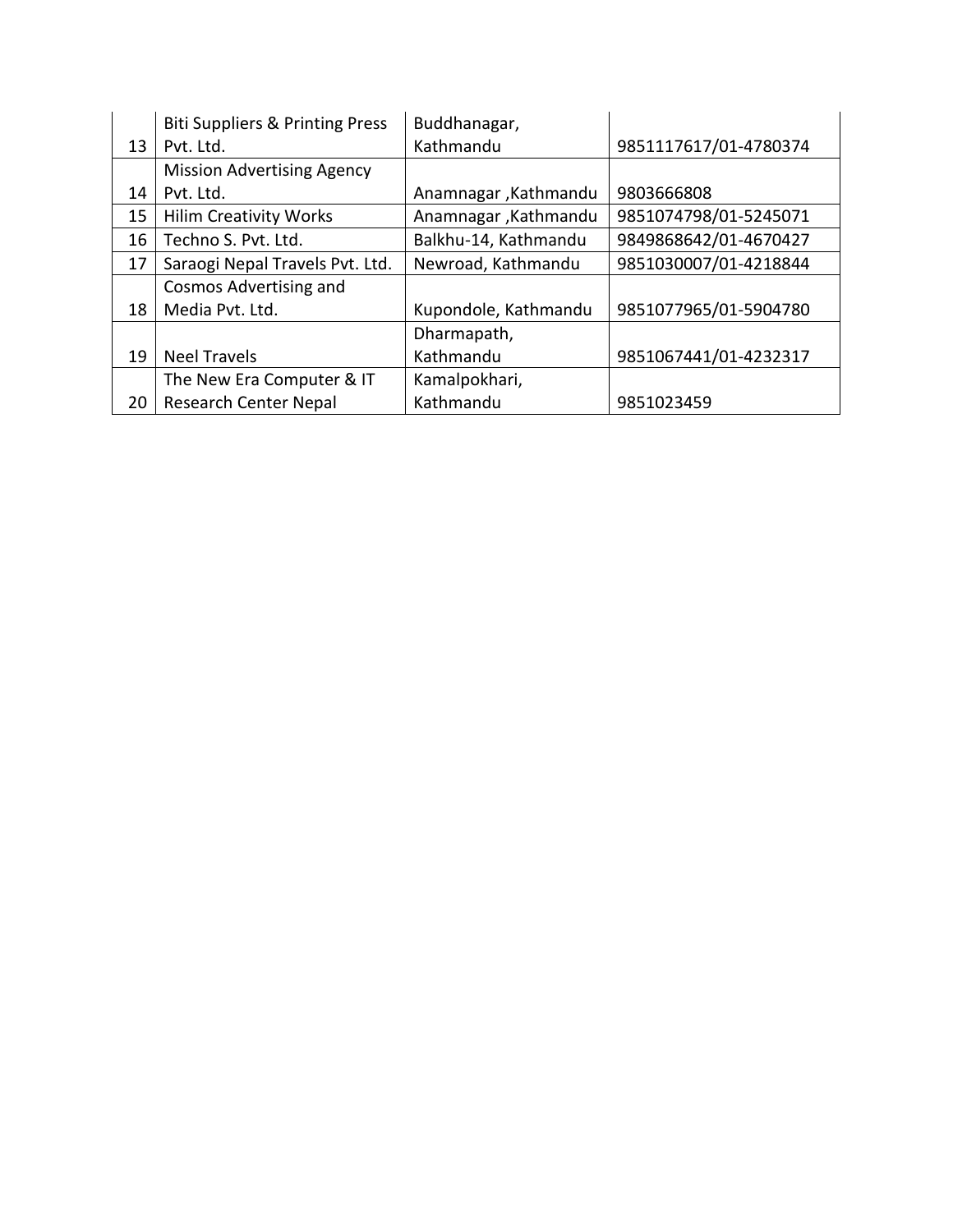| | | | |
|---|---|---|---|
| 13 | Biti Suppliers & Printing Press Pvt. Ltd. | Buddhanagar, Kathmandu | 9851117617/01-4780374 |
| 14 | Mission Advertising Agency Pvt. Ltd. | Anamnagar ,Kathmandu | 9803666808 |
| 15 | Hilim Creativity Works | Anamnagar ,Kathmandu | 9851074798/01-5245071 |
| 16 | Techno S. Pvt. Ltd. | Balkhu-14, Kathmandu | 9849868642/01-4670427 |
| 17 | Saraogi Nepal Travels Pvt. Ltd. | Newroad, Kathmandu | 9851030007/01-4218844 |
| 18 | Cosmos Advertising and Media Pvt. Ltd. | Kupondole, Kathmandu | 9851077965/01-5904780 |
| 19 | Neel Travels | Dharmapath, Kathmandu | 9851067441/01-4232317 |
| 20 | The New Era Computer & IT Research Center Nepal | Kamalpokhari, Kathmandu | 9851023459 |